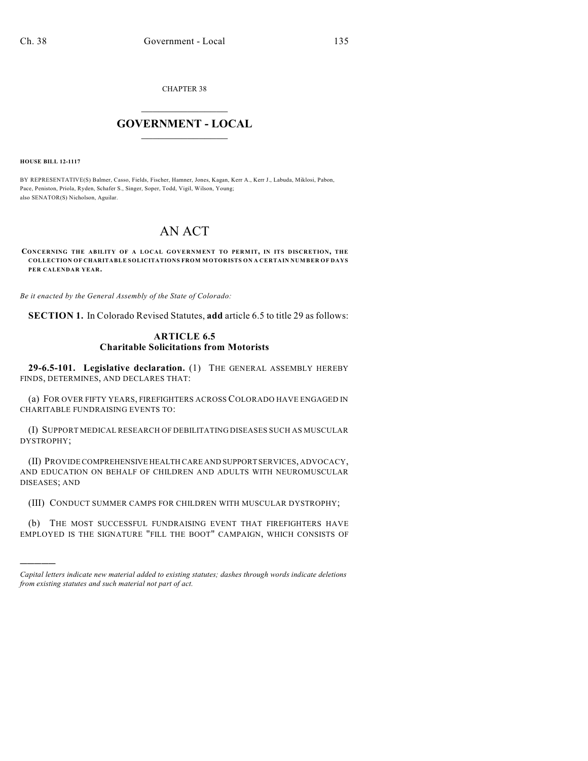CHAPTER 38

# GOVERNMENT - LOCAL

**HOUSE BILL 12-1117**

BY REPRESENTATIVE(S) Balmer, Casso, Fields, Fischer, Hamner, Jones, Kagan, Kerr A., Kerr J., Labuda, Miklosi, Pabon, Pace, Peniston, Priola, Ryden, Schafer S., Singer, Soper, Todd, Vigil, Wilson, Young;
also SENATOR(S) Nicholson, Aguilar.

# AN ACT

**CONCERNING THE ABILITY OF A LOCAL GOVERNMENT TO PERMIT, IN ITS DISCRETION, THE COLLECTION OF CHARITABLE SOLICITATIONS FROM MOTORISTS ON A CERTAIN NUMBER OF DAYS PER CALENDAR YEAR.**

*Be it enacted by the General Assembly of the State of Colorado:*

**SECTION 1.** In Colorado Revised Statutes, **add** article 6.5 to title 29 as follows:

### ARTICLE 6.5
### Charitable Solicitations from Motorists

**29-6.5-101. Legislative declaration.** (1) THE GENERAL ASSEMBLY HEREBY FINDS, DETERMINES, AND DECLARES THAT:

(a) FOR OVER FIFTY YEARS, FIREFIGHTERS ACROSS COLORADO HAVE ENGAGED IN CHARITABLE FUNDRAISING EVENTS TO:

(I) SUPPORT MEDICAL RESEARCH OF DEBILITATING DISEASES SUCH AS MUSCULAR DYSTROPHY;

(II) PROVIDE COMPREHENSIVE HEALTH CARE AND SUPPORT SERVICES, ADVOCACY, AND EDUCATION ON BEHALF OF CHILDREN AND ADULTS WITH NEUROMUSCULAR DISEASES; AND

(III) CONDUCT SUMMER CAMPS FOR CHILDREN WITH MUSCULAR DYSTROPHY;

(b) THE MOST SUCCESSFUL FUNDRAISING EVENT THAT FIREFIGHTERS HAVE EMPLOYED IS THE SIGNATURE "FILL THE BOOT" CAMPAIGN, WHICH CONSISTS OF

---

*Capital letters indicate new material added to existing statutes; dashes through words indicate deletions from existing statutes and such material not part of act.*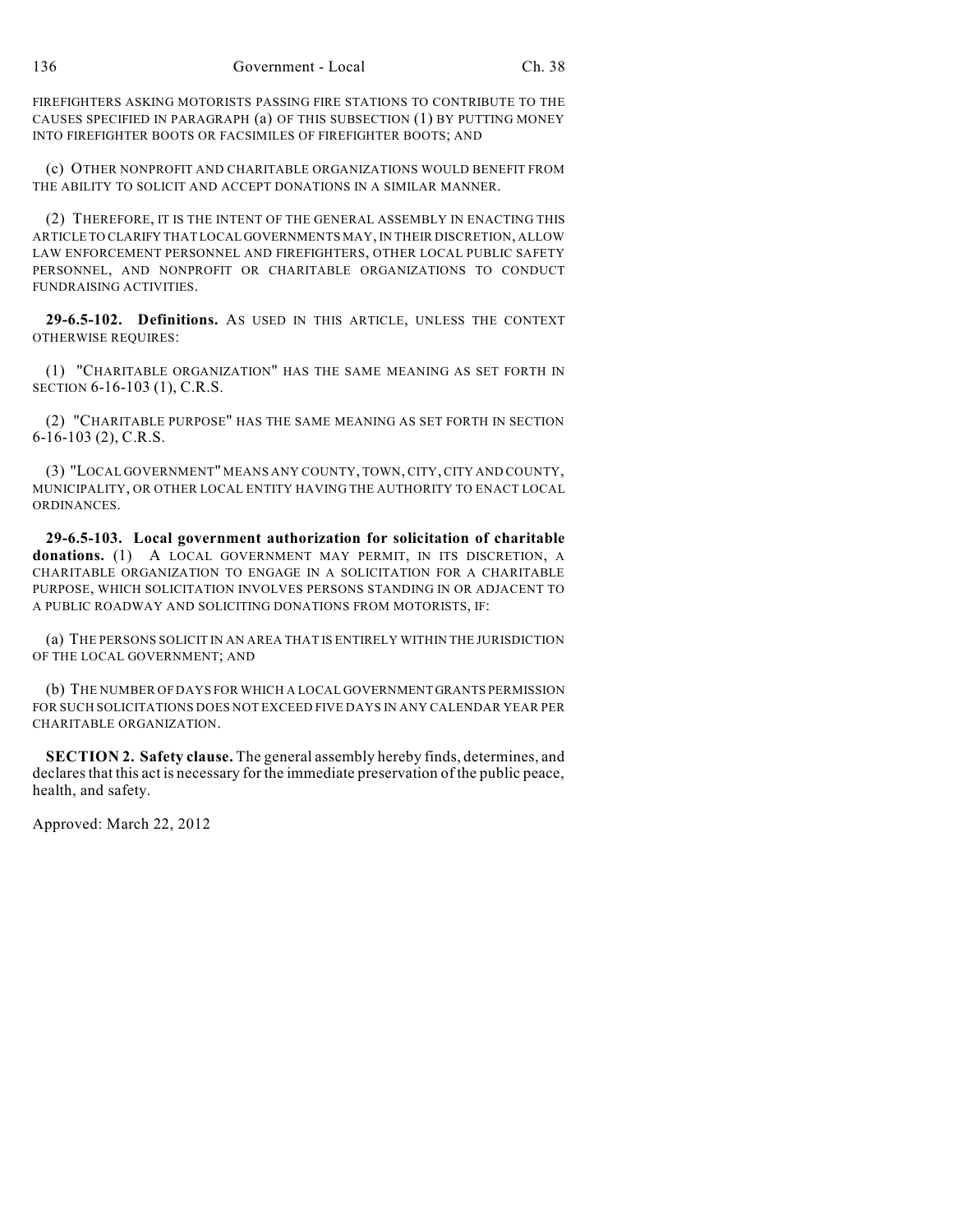FIREFIGHTERS ASKING MOTORISTS PASSING FIRE STATIONS TO CONTRIBUTE TO THE CAUSES SPECIFIED IN PARAGRAPH (a) OF THIS SUBSECTION (1) BY PUTTING MONEY INTO FIREFIGHTER BOOTS OR FACSIMILES OF FIREFIGHTER BOOTS; AND

(c) OTHER NONPROFIT AND CHARITABLE ORGANIZATIONS WOULD BENEFIT FROM THE ABILITY TO SOLICIT AND ACCEPT DONATIONS IN A SIMILAR MANNER.

(2) THEREFORE, IT IS THE INTENT OF THE GENERAL ASSEMBLY IN ENACTING THIS ARTICLE TO CLARIFY THAT LOCAL GOVERNMENTS MAY, IN THEIR DISCRETION, ALLOW LAW ENFORCEMENT PERSONNEL AND FIREFIGHTERS, OTHER LOCAL PUBLIC SAFETY PERSONNEL, AND NONPROFIT OR CHARITABLE ORGANIZATIONS TO CONDUCT FUNDRAISING ACTIVITIES.

**29-6.5-102. Definitions.** AS USED IN THIS ARTICLE, UNLESS THE CONTEXT OTHERWISE REQUIRES:

(1) "CHARITABLE ORGANIZATION" HAS THE SAME MEANING AS SET FORTH IN SECTION 6-16-103 (1), C.R.S.

(2) "CHARITABLE PURPOSE" HAS THE SAME MEANING AS SET FORTH IN SECTION 6-16-103 (2), C.R.S.

(3) "LOCAL GOVERNMENT" MEANS ANY COUNTY, TOWN, CITY, CITY AND COUNTY, MUNICIPALITY, OR OTHER LOCAL ENTITY HAVING THE AUTHORITY TO ENACT LOCAL ORDINANCES.

**29-6.5-103. Local government authorization for solicitation of charitable donations.** (1) A LOCAL GOVERNMENT MAY PERMIT, IN ITS DISCRETION, A CHARITABLE ORGANIZATION TO ENGAGE IN A SOLICITATION FOR A CHARITABLE PURPOSE, WHICH SOLICITATION INVOLVES PERSONS STANDING IN OR ADJACENT TO A PUBLIC ROADWAY AND SOLICITING DONATIONS FROM MOTORISTS, IF:

(a) THE PERSONS SOLICIT IN AN AREA THAT IS ENTIRELY WITHIN THE JURISDICTION OF THE LOCAL GOVERNMENT; AND

(b) THE NUMBER OF DAYS FOR WHICH A LOCAL GOVERNMENT GRANTS PERMISSION FOR SUCH SOLICITATIONS DOES NOT EXCEED FIVE DAYS IN ANY CALENDAR YEAR PER CHARITABLE ORGANIZATION.

**SECTION 2. Safety clause.** The general assembly hereby finds, determines, and declares that this act is necessary for the immediate preservation of the public peace, health, and safety.

Approved: March 22, 2012